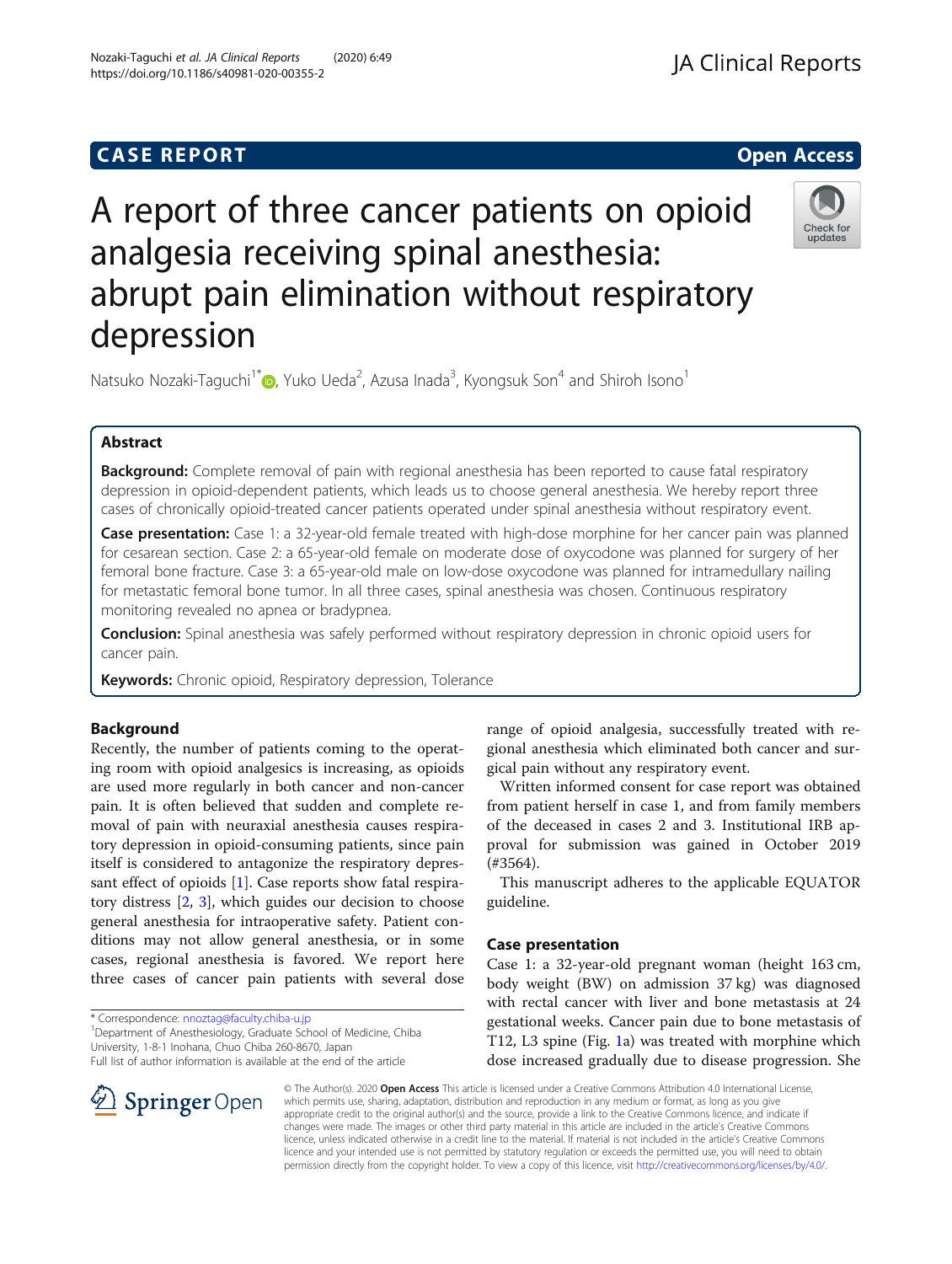CASE REPORT

Open Access

# A report of three cancer patients on opioid analgesia receiving spinal anesthesia: abrupt pain elimination without respiratory depression

Natsuko Nozaki-Taguchi[1*], Yuko Ueda[2], Azusa Inada[3], Kyongsuk Son[4] and Shiroh Isono[1]

## Abstract

**Background:** Complete removal of pain with regional anesthesia has been reported to cause fatal respiratory depression in opioid-dependent patients, which leads us to choose general anesthesia. We hereby report three cases of chronically opioid-treated cancer patients operated under spinal anesthesia without respiratory event.

**Case presentation:** Case 1: a 32-year-old female treated with high-dose morphine for her cancer pain was planned for cesarean section. Case 2: a 65-year-old female on moderate dose of oxycodone was planned for surgery of her femoral bone fracture. Case 3: a 65-year-old male on low-dose oxycodone was planned for intramedullary nailing for metastatic femoral bone tumor. In all three cases, spinal anesthesia was chosen. Continuous respiratory monitoring revealed no apnea or bradypnea.

**Conclusion:** Spinal anesthesia was safely performed without respiratory depression in chronic opioid users for cancer pain.

**Keywords:** Chronic opioid, Respiratory depression, Tolerance

## Background

Recently, the number of patients coming to the operating room with opioid analgesics is increasing, as opioids are used more regularly in both cancer and non-cancer pain. It is often believed that sudden and complete removal of pain with neuraxial anesthesia causes respiratory depression in opioid-consuming patients, since pain itself is considered to antagonize the respiratory depressant effect of opioids [1]. Case reports show fatal respiratory distress [2, 3], which guides our decision to choose general anesthesia for intraoperative safety. Patient conditions may not allow general anesthesia, or in some cases, regional anesthesia is favored. We report here three cases of cancer pain patients with several dose range of opioid analgesia, successfully treated with regional anesthesia which eliminated both cancer and surgical pain without any respiratory event.

Written informed consent for case report was obtained from patient herself in case 1, and from family members of the deceased in cases 2 and 3. Institutional IRB approval for submission was gained in October 2019 (#3564).

This manuscript adheres to the applicable EQUATOR guideline.

## Case presentation

Case 1: a 32-year-old pregnant woman (height 163 cm, body weight (BW) on admission 37 kg) was diagnosed with rectal cancer with liver and bone metastasis at 24 gestational weeks. Cancer pain due to bone metastasis of T12, L3 spine (Fig. 1a) was treated with morphine which dose increased gradually due to disease progression. She

\* Correspondence: nnoztag@faculty.chiba-u.jp

[1]Department of Anesthesiology, Graduate School of Medicine, Chiba University, 1-8-1 Inohana, Chuo Chiba 260-8670, Japan

Full list of author information is available at the end of the article

© The Author(s). 2020 **Open Access** This article is licensed under a Creative Commons Attribution 4.0 International License, which permits use, sharing, adaptation, distribution and reproduction in any medium or format, as long as you give appropriate credit to the original author(s) and the source, provide a link to the Creative Commons licence, and indicate if changes were made. The images or other third party material in this article are included in the article's Creative Commons licence, unless indicated otherwise in a credit line to the material. If material is not included in the article's Creative Commons licence and your intended use is not permitted by statutory regulation or exceeds the permitted use, you will need to obtain permission directly from the copyright holder. To view a copy of this licence, visit http://creativecommons.org/licenses/by/4.0/.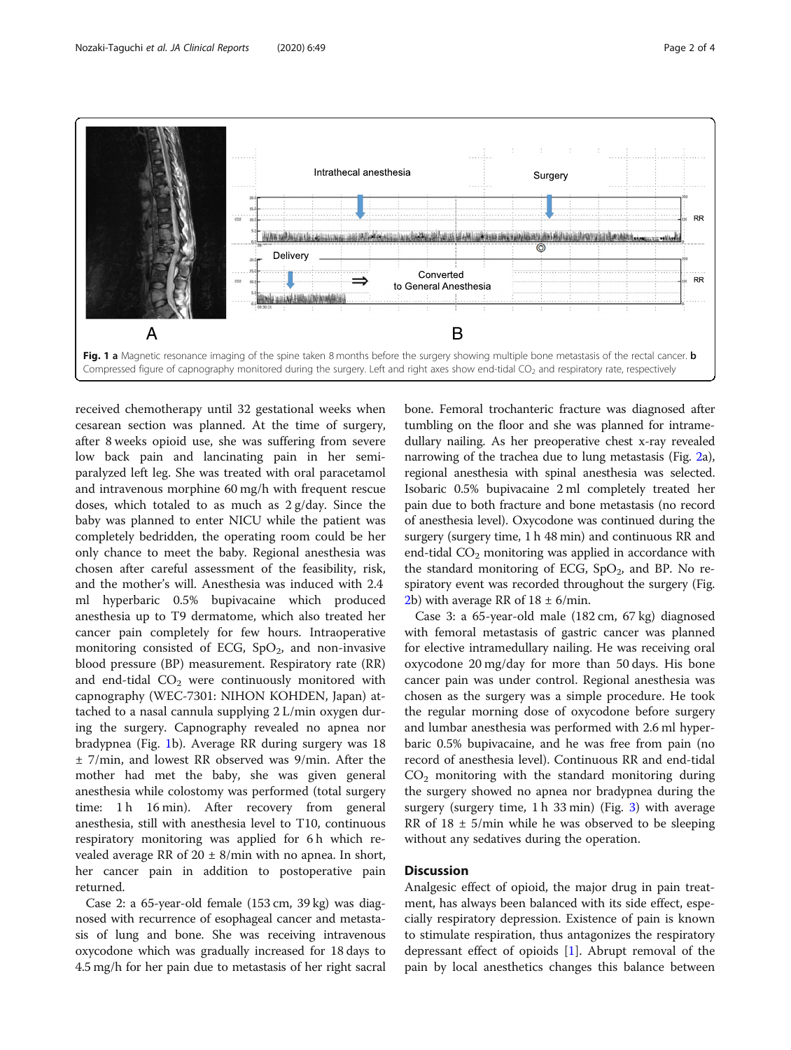Fig. 1 **a** Magnetic resonance imaging of the spine taken 8 months before the surgery showing multiple bone metastasis of the rectal cancer. **b** Compressed figure of capnography monitored during the surgery. Left and right axes show end-tidal $CO_2$ and respiratory rate, respectively

received chemotherapy until 32 gestational weeks when cesarean section was planned. At the time of surgery, after 8 weeks opioid use, she was suffering from severe low back pain and lancinating pain in her semi-paralyzed left leg. She was treated with oral paracetamol and intravenous morphine 60 mg/h with frequent rescue doses, which totaled to as much as 2 g/day. Since the baby was planned to enter NICU while the patient was completely bedridden, the operating room could be her only chance to meet the baby. Regional anesthesia was chosen after careful assessment of the feasibility, risk, and the mother's will. Anesthesia was induced with 2.4 ml hyperbaric 0.5% bupivacaine which produced anesthesia up to T9 dermatome, which also treated her cancer pain completely for few hours. Intraoperative monitoring consisted of ECG, $SpO_2$, and non-invasive blood pressure (BP) measurement. Respiratory rate (RR) and end-tidal $CO_2$ were continuously monitored with capnography (WEC-7301: NIHON KOHDEN, Japan) attached to a nasal cannula supplying 2 L/min oxygen during the surgery. Capnography revealed no apnea nor bradypnea (Fig. 1b). Average RR during surgery was 18 ± 7/min, and lowest RR observed was 9/min. After the mother had met the baby, she was given general anesthesia while colostomy was performed (total surgery time: 1 h 16 min). After recovery from general anesthesia, still with anesthesia level to T10, continuous respiratory monitoring was applied for 6 h which revealed average RR of 20 ± 8/min with no apnea. In short, her cancer pain in addition to postoperative pain returned.

Case 2: a 65-year-old female (153 cm, 39 kg) was diagnosed with recurrence of esophageal cancer and metastasis of lung and bone. She was receiving intravenous oxycodone which was gradually increased for 18 days to 4.5 mg/h for her pain due to metastasis of her right sacral bone. Femoral trochanteric fracture was diagnosed after tumbling on the floor and she was planned for intramedullary nailing. As her preoperative chest x-ray revealed narrowing of the trachea due to lung metastasis (Fig. 2a), regional anesthesia with spinal anesthesia was selected. Isobaric 0.5% bupivacaine 2 ml completely treated her pain due to both fracture and bone metastasis (no record of anesthesia level). Oxycodone was continued during the surgery (surgery time, 1 h 48 min) and continuous RR and end-tidal $CO_2$ monitoring was applied in accordance with the standard monitoring of ECG, $SpO_2$, and BP. No respiratory event was recorded throughout the surgery (Fig. 2b) with average RR of 18 ± 6/min.

Case 3: a 65-year-old male (182 cm, 67 kg) diagnosed with femoral metastasis of gastric cancer was planned for elective intramedullary nailing. He was receiving oral oxycodone 20 mg/day for more than 50 days. His bone cancer pain was under control. Regional anesthesia was chosen as the surgery was a simple procedure. He took the regular morning dose of oxycodone before surgery and lumbar anesthesia was performed with 2.6 ml hyperbaric 0.5% bupivacaine, and he was free from pain (no record of anesthesia level). Continuous RR and end-tidal $CO_2$ monitoring with the standard monitoring during the surgery showed no apnea nor bradypnea during the surgery (surgery time, 1 h 33 min) (Fig. 3) with average RR of 18 ± 5/min while he was observed to be sleeping without any sedatives during the operation.

## Discussion

Analgesic effect of opioid, the major drug in pain treatment, has always been balanced with its side effect, especially respiratory depression. Existence of pain is known to stimulate respiration, thus antagonizes the respiratory depressant effect of opioids [1]. Abrupt removal of the pain by local anesthetics changes this balance between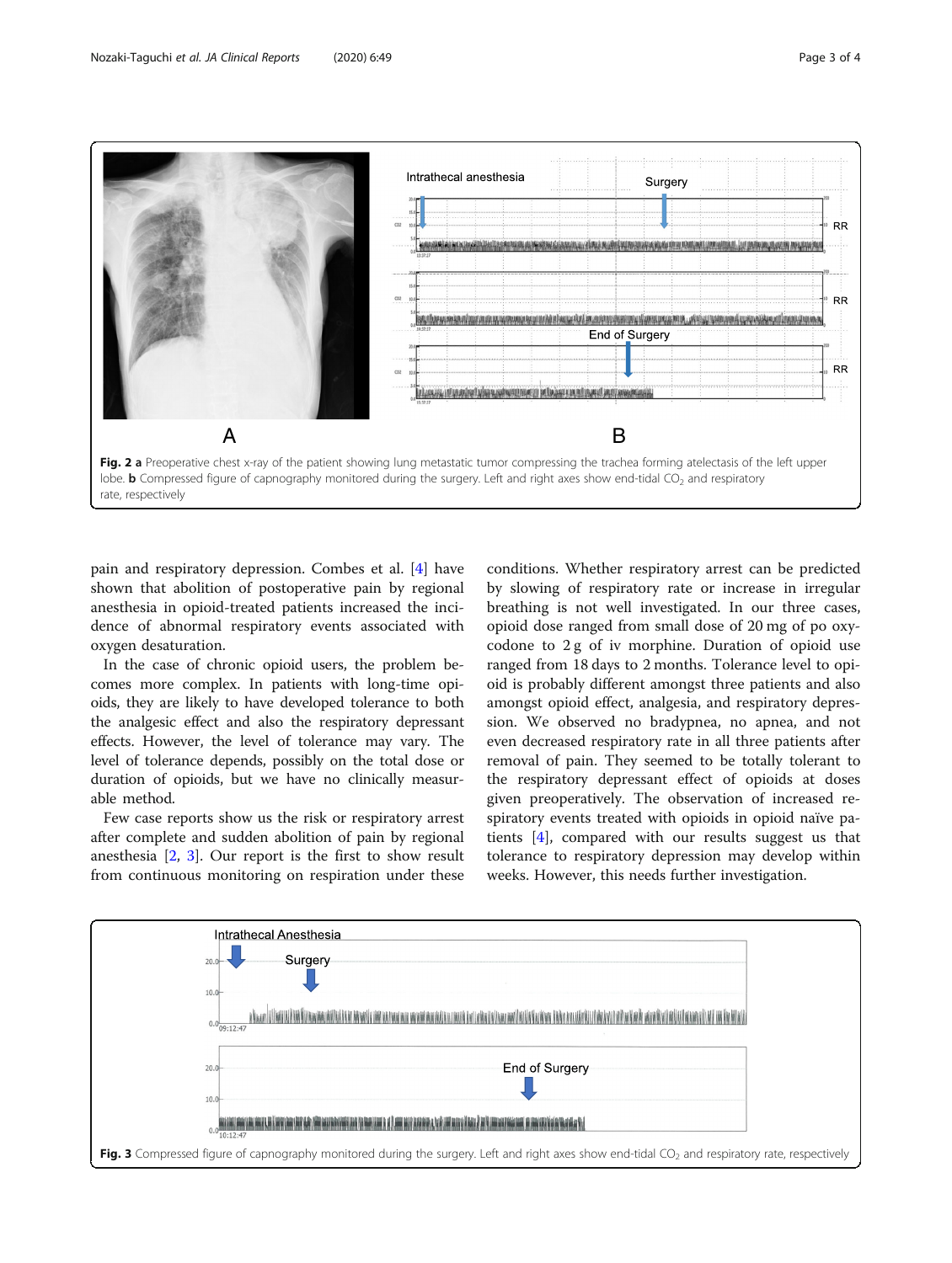Fig. 2 **a** Preoperative chest x-ray of the patient showing lung metastatic tumor compressing the trachea forming atelectasis of the left upper lobe. **b** Compressed figure of capnography monitored during the surgery. Left and right axes show end-tidal $CO_2$ and respiratory rate, respectively

pain and respiratory depression. Combes et al. [4] have shown that abolition of postoperative pain by regional anesthesia in opioid-treated patients increased the incidence of abnormal respiratory events associated with oxygen desaturation.

In the case of chronic opioid users, the problem becomes more complex. In patients with long-time opioids, they are likely to have developed tolerance to both the analgesic effect and also the respiratory depressant effects. However, the level of tolerance may vary. The level of tolerance depends, possibly on the total dose or duration of opioids, but we have no clinically measurable method.

Few case reports show us the risk or respiratory arrest after complete and sudden abolition of pain by regional anesthesia [2, 3]. Our report is the first to show result from continuous monitoring on respiration under these conditions. Whether respiratory arrest can be predicted by slowing of respiratory rate or increase in irregular breathing is not well investigated. In our three cases, opioid dose ranged from small dose of 20 mg of po oxycodone to 2 g of iv morphine. Duration of opioid use ranged from 18 days to 2 months. Tolerance level to opioid is probably different amongst three patients and also amongst opioid effect, analgesia, and respiratory depression. We observed no bradypnea, no apnea, and not even decreased respiratory rate in all three patients after removal of pain. They seemed to be totally tolerant to the respiratory depressant effect of opioids at doses given preoperatively. The observation of increased respiratory events treated with opioids in opioid naïve patients [4], compared with our results suggest us that tolerance to respiratory depression may develop within weeks. However, this needs further investigation.

Fig. 3 Compressed figure of capnography monitored during the surgery. Left and right axes show end-tidal $CO_2$ and respiratory rate, respectively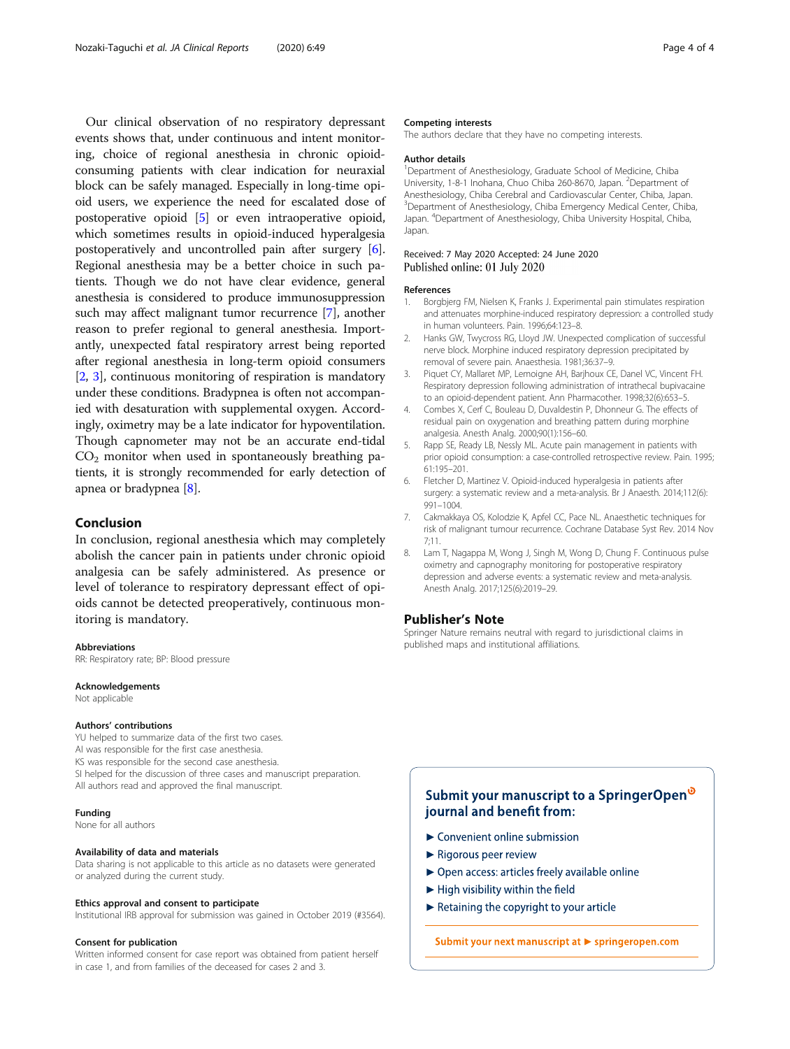Our clinical observation of no respiratory depressant events shows that, under continuous and intent monitoring, choice of regional anesthesia in chronic opioid-consuming patients with clear indication for neuraxial block can be safely managed. Especially in long-time opioid users, we experience the need for escalated dose of postoperative opioid [5] or even intraoperative opioid, which sometimes results in opioid-induced hyperalgesia postoperatively and uncontrolled pain after surgery [6]. Regional anesthesia may be a better choice in such patients. Though we do not have clear evidence, general anesthesia is considered to produce immunosuppression such may affect malignant tumor recurrence [7], another reason to prefer regional to general anesthesia. Importantly, unexpected fatal respiratory arrest being reported after regional anesthesia in long-term opioid consumers [2, 3], continuous monitoring of respiration is mandatory under these conditions. Bradypnea is often not accompanied with desaturation with supplemental oxygen. Accordingly, oximetry may be a late indicator for hypoventilation. Though capnometer may not be an accurate end-tidal $CO_2$ monitor when used in spontaneously breathing patients, it is strongly recommended for early detection of apnea or bradypnea [8].

## Conclusion

In conclusion, regional anesthesia which may completely abolish the cancer pain in patients under chronic opioid analgesia can be safely administered. As presence or level of tolerance to respiratory depressant effect of opioids cannot be detected preoperatively, continuous monitoring is mandatory.

#### Abbreviations

RR: Respiratory rate; BP: Blood pressure

#### Acknowledgements

Not applicable

#### Authors' contributions

YU helped to summarize data of the first two cases.
AI was responsible for the first case anesthesia.
KS was responsible for the second case anesthesia.
SI helped for the discussion of three cases and manuscript preparation.
All authors read and approved the final manuscript.

#### Funding

None for all authors

#### Availability of data and materials

Data sharing is not applicable to this article as no datasets were generated or analyzed during the current study.

#### Ethics approval and consent to participate

Institutional IRB approval for submission was gained in October 2019 (#3564).

#### Consent for publication

Written informed consent for case report was obtained from patient herself in case 1, and from families of the deceased for cases 2 and 3.

#### Competing interests

The authors declare that they have no competing interests.

#### Author details

[1]Department of Anesthesiology, Graduate School of Medicine, Chiba University, 1-8-1 Inohana, Chuo Chiba 260-8670, Japan. [2]Department of Anesthesiology, Chiba Cerebral and Cardiovascular Center, Chiba, Japan. [3]Department of Anesthesiology, Chiba Emergency Medical Center, Chiba, Japan. [4]Department of Anesthesiology, Chiba University Hospital, Chiba, Japan.

Received: 7 May 2020 Accepted: 24 June 2020
Published online: 01 July 2020

#### References

1. Borgbjerg FM, Nielsen K, Franks J. Experimental pain stimulates respiration and attenuates morphine-induced respiratory depression: a controlled study in human volunteers. Pain. 1996;64:123–8.
2. Hanks GW, Twycross RG, Lloyd JW. Unexpected complication of successful nerve block. Morphine induced respiratory depression precipitated by removal of severe pain. Anaesthesia. 1981;36:37–9.
3. Piquet CY, Mallaret MP, Lemoigne AH, Barjhoux CE, Danel VC, Vincent FH. Respiratory depression following administration of intrathecal bupivacaine to an opioid-dependent patient. Ann Pharmacother. 1998;32(6):653–5.
4. Combes X, Cerf C, Bouleau D, Duvaldestin P, Dhonneur G. The effects of residual pain on oxygenation and breathing pattern during morphine analgesia. Anesth Analg. 2000;90(1):156–60.
5. Rapp SE, Ready LB, Nessly ML. Acute pain management in patients with prior opioid consumption: a case-controlled retrospective review. Pain. 1995; 61:195–201.
6. Fletcher D, Martinez V. Opioid-induced hyperalgesia in patients after surgery: a systematic review and a meta-analysis. Br J Anaesth. 2014;112(6): 991–1004.
7. Cakmakkaya OS, Kolodzie K, Apfel CC, Pace NL. Anaesthetic techniques for risk of malignant tumour recurrence. Cochrane Database Syst Rev. 2014 Nov 7;11.
8. Lam T, Nagappa M, Wong J, Singh M, Wong D, Chung F. Continuous pulse oximetry and capnography monitoring for postoperative respiratory depression and adverse events: a systematic review and meta-analysis. Anesth Analg. 2017;125(6):2019–29.

## Publisher's Note

Springer Nature remains neutral with regard to jurisdictional claims in published maps and institutional affiliations.

**Submit your manuscript to a SpringerOpen journal and benefit from:**

- ► Convenient online submission
- ► Rigorous peer review
- ► Open access: articles freely available online
- ► High visibility within the field
- ► Retaining the copyright to your article

Submit your next manuscript at ► springeropen.com